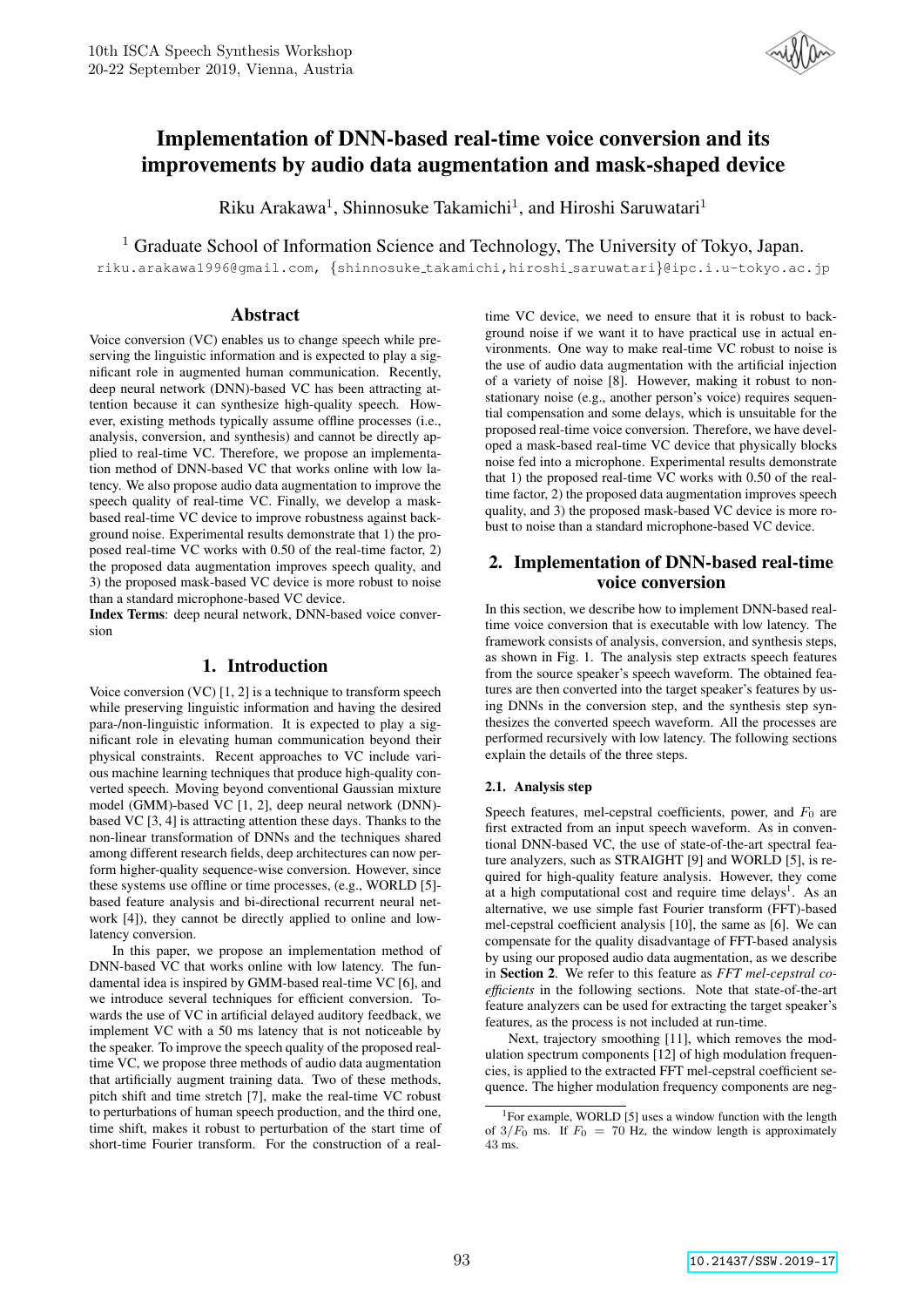# Implementation of DNN-based real-time voice conversion and its improvements by audio data augmentation and mask-shaped device

Riku Arakawa[1], Shinnosuke Takamichi[1], and Hiroshi Saruwatari[1]

[1] Graduate School of Information Science and Technology, The University of Tokyo, Japan.

riku.arakawa1996@gmail.com, {shinnosuke_takamichi,hiroshi_saruwatari}@ipc.i.u-tokyo.ac.jp

## Abstract

Voice conversion (VC) enables us to change speech while preserving the linguistic information and is expected to play a significant role in augmented human communication. Recently, deep neural network (DNN)-based VC has been attracting attention because it can synthesize high-quality speech. However, existing methods typically assume offline processes (i.e., analysis, conversion, and synthesis) and cannot be directly applied to real-time VC. Therefore, we propose an implementation method of DNN-based VC that works online with low latency. We also propose audio data augmentation to improve the speech quality of real-time VC. Finally, we develop a mask-based real-time VC device to improve robustness against background noise. Experimental results demonstrate that 1) the proposed real-time VC works with 0.50 of the real-time factor, 2) the proposed data augmentation improves speech quality, and 3) the proposed mask-based VC device is more robust to noise than a standard microphone-based VC device.

**Index Terms**: deep neural network, DNN-based voice conversion

## 1. Introduction

Voice conversion (VC) [1, 2] is a technique to transform speech while preserving linguistic information and having the desired para-/non-linguistic information. It is expected to play a significant role in elevating human communication beyond their physical constraints. Recent approaches to VC include various machine learning techniques that produce high-quality converted speech. Moving beyond conventional Gaussian mixture model (GMM)-based VC [1, 2], deep neural network (DNN)-based VC [3, 4] is attracting attention these days. Thanks to the non-linear transformation of DNNs and the techniques shared among different research fields, deep architectures can now perform higher-quality sequence-wise conversion. However, since these systems use offline or time processes, (e.g., WORLD [5]-based feature analysis and bi-directional recurrent neural network [4]), they cannot be directly applied to online and low-latency conversion.

In this paper, we propose an implementation method of DNN-based VC that works online with low latency. The fundamental idea is inspired by GMM-based real-time VC [6], and we introduce several techniques for efficient conversion. Towards the use of VC in artificial delayed auditory feedback, we implement VC with a 50 ms latency that is not noticeable by the speaker. To improve the speech quality of the proposed real-time VC, we propose three methods of audio data augmentation that artificially augment training data. Two of these methods, pitch shift and time stretch [7], make the real-time VC robust to perturbations of human speech production, and the third one, time shift, makes it robust to perturbation of the start time of short-time Fourier transform. For the construction of a real-time VC device, we need to ensure that it is robust to background noise if we want it to have practical use in actual environments. One way to make real-time VC robust to noise is the use of audio data augmentation with the artificial injection of a variety of noise [8]. However, making it robust to non-stationary noise (e.g., another person's voice) requires sequential compensation and some delays, which is unsuitable for the proposed real-time voice conversion. Therefore, we have developed a mask-based real-time VC device that physically blocks noise fed into a microphone. Experimental results demonstrate that 1) the proposed real-time VC works with 0.50 of the real-time factor, 2) the proposed data augmentation improves speech quality, and 3) the proposed mask-based VC device is more robust to noise than a standard microphone-based VC device.

## 2. Implementation of DNN-based real-time voice conversion

In this section, we describe how to implement DNN-based real-time voice conversion that is executable with low latency. The framework consists of analysis, conversion, and synthesis steps, as shown in Fig. 1. The analysis step extracts speech features from the source speaker's speech waveform. The obtained features are then converted into the target speaker's features by using DNNs in the conversion step, and the synthesis step synthesizes the converted speech waveform. All the processes are performed recursively with low latency. The following sections explain the details of the three steps.

### 2.1. Analysis step

Speech features, mel-cepstral coefficients, power, and $F_0$ are first extracted from an input speech waveform. As in conventional DNN-based VC, the use of state-of-the-art spectral feature analyzers, such as STRAIGHT [9] and WORLD [5], is required for high-quality feature analysis. However, they come at a high computational cost and require time delays[1]. As an alternative, we use simple fast Fourier transform (FFT)-based mel-cepstral coefficient analysis [10], the same as [6]. We can compensate for the quality disadvantage of FFT-based analysis by using our proposed audio data augmentation, as we describe in **Section 2**. We refer to this feature as *FFT mel-cepstral coefficients* in the following sections. Note that state-of-the-art feature analyzers can be used for extracting the target speaker's features, as the process is not included at run-time.

Next, trajectory smoothing [11], which removes the modulation spectrum components [12] of high modulation frequencies, is applied to the extracted FFT mel-cepstral coefficient sequence. The higher modulation frequency components are neg-

[1] For example, WORLD [5] uses a window function with the length of $3/F_0$ ms. If $F_0 = 70$ Hz, the window length is approximately 43 ms.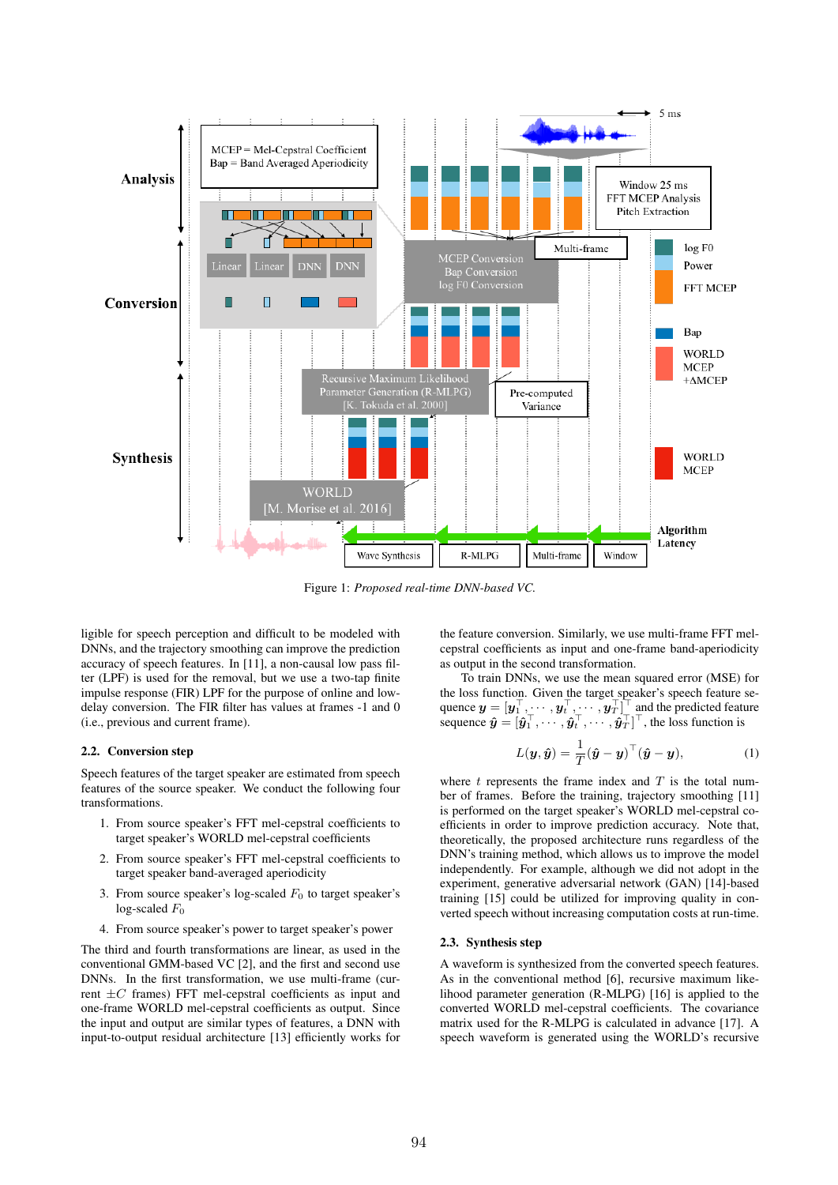Figure 1: *Proposed real-time DNN-based VC.*

ligible for speech perception and difficult to be modeled with DNNs, and the trajectory smoothing can improve the prediction accuracy of speech features. In [11], a non-causal low pass filter (LPF) is used for the removal, but we use a two-tap finite impulse response (FIR) LPF for the purpose of online and low-delay conversion. The FIR filter has values at frames -1 and 0 (i.e., previous and current frame).

### 2.2. Conversion step

Speech features of the target speaker are estimated from speech features of the source speaker. We conduct the following four transformations.

1. From source speaker's FFT mel-cepstral coefficients to target speaker's WORLD mel-cepstral coefficients
2. From source speaker's FFT mel-cepstral coefficients to target speaker band-averaged aperiodicity
3. From source speaker's log-scaled $F_0$ to target speaker's log-scaled $F_0$
4. From source speaker's power to target speaker's power

The third and fourth transformations are linear, as used in the conventional GMM-based VC [2], and the first and second use DNNs. In the first transformation, we use multi-frame (current $\pm C$ frames) FFT mel-cepstral coefficients as input and one-frame WORLD mel-cepstral coefficients as output. Since the input and output are similar types of features, a DNN with input-to-output residual architecture [13] efficiently works for the feature conversion. Similarly, we use multi-frame FFT mel-cepstral coefficients as input and one-frame band-aperiodicity as output in the second transformation.

To train DNNs, we use the mean squared error (MSE) for the loss function. Given the target speaker's speech feature sequence $\boldsymbol{y} = [\boldsymbol{y}_1^\top, \cdots, \boldsymbol{y}_t^\top, \cdots, \boldsymbol{y}_T^\top]^\top$ and the predicted feature sequence $\hat{\boldsymbol{y}} = [\hat{\boldsymbol{y}}_1^\top, \cdots, \hat{\boldsymbol{y}}_t^\top, \cdots, \hat{\boldsymbol{y}}_T^\top]^\top$, the loss function is

$$L(\boldsymbol{y}, \hat{\boldsymbol{y}}) = \frac{1}{T}(\hat{\boldsymbol{y}} - \boldsymbol{y})^\top(\hat{\boldsymbol{y}} - \boldsymbol{y}), \tag{1}$$

where $t$ represents the frame index and $T$ is the total number of frames. Before the training, trajectory smoothing [11] is performed on the target speaker's WORLD mel-cepstral coefficients in order to improve prediction accuracy. Note that, theoretically, the proposed architecture runs regardless of the DNN's training method, which allows us to improve the model independently. For example, although we did not adopt in the experiment, generative adversarial network (GAN) [14]-based training [15] could be utilized for improving quality in converted speech without increasing computation costs at run-time.

### 2.3. Synthesis step

A waveform is synthesized from the converted speech features. As in the conventional method [6], recursive maximum likelihood parameter generation (R-MLPG) [16] is applied to the converted WORLD mel-cepstral coefficients. The covariance matrix used for the R-MLPG is calculated in advance [17]. A speech waveform is generated using the WORLD's recursive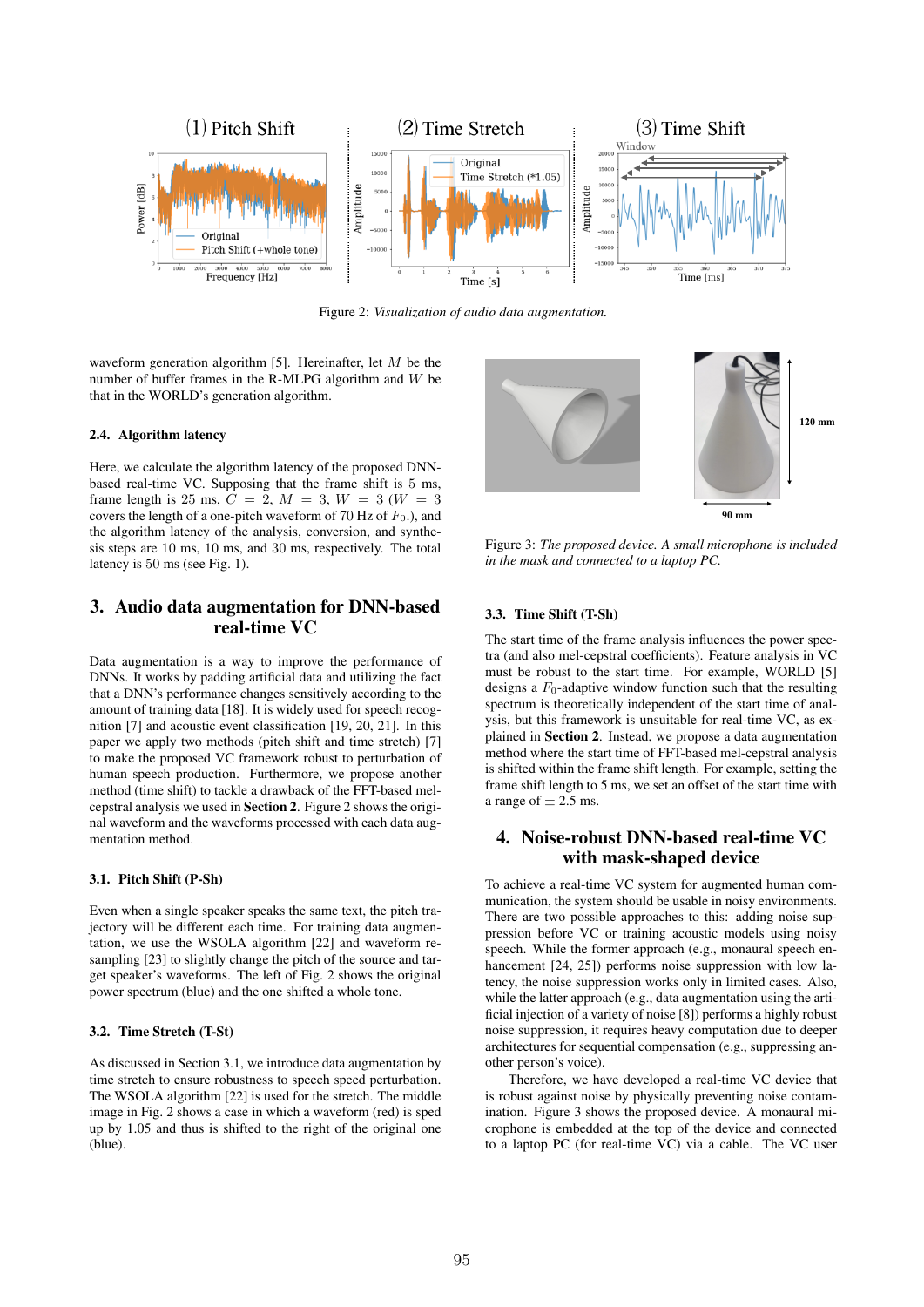Figure 2: *Visualization of audio data augmentation.*

waveform generation algorithm [5]. Hereinafter, let $M$ be the number of buffer frames in the R-MLPG algorithm and $W$ be that in the WORLD's generation algorithm.

### 2.4. Algorithm latency

Here, we calculate the algorithm latency of the proposed DNN-based real-time VC. Supposing that the frame shift is 5 ms, frame length is 25 ms, $C = 2$, $M = 3$, $W = 3$ ($W = 3$ covers the length of a one-pitch waveform of 70 Hz of $F_0$.), and the algorithm latency of the analysis, conversion, and synthesis steps are 10 ms, 10 ms, and 30 ms, respectively. The total latency is 50 ms (see Fig. 1).

## 3. Audio data augmentation for DNN-based real-time VC

Data augmentation is a way to improve the performance of DNNs. It works by padding artificial data and utilizing the fact that a DNN's performance changes sensitively according to the amount of training data [18]. It is widely used for speech recognition [7] and acoustic event classification [19, 20, 21]. In this paper we apply two methods (pitch shift and time stretch) [7] to make the proposed VC framework robust to perturbation of human speech production. Furthermore, we propose another method (time shift) to tackle a drawback of the FFT-based mel-cepstral analysis we used in **Section 2**. Figure 2 shows the original waveform and the waveforms processed with each data augmentation method.

### 3.1. Pitch Shift (P-Sh)

Even when a single speaker speaks the same text, the pitch trajectory will be different each time. For training data augmentation, we use the WSOLA algorithm [22] and waveform resampling [23] to slightly change the pitch of the source and target speaker's waveforms. The left of Fig. 2 shows the original power spectrum (blue) and the one shifted a whole tone.

### 3.2. Time Stretch (T-St)

As discussed in Section 3.1, we introduce data augmentation by time stretch to ensure robustness to speech speed perturbation. The WSOLA algorithm [22] is used for the stretch. The middle image in Fig. 2 shows a case in which a waveform (red) is sped up by 1.05 and thus is shifted to the right of the original one (blue).

Figure 3: *The proposed device. A small microphone is included in the mask and connected to a laptop PC.*

### 3.3. Time Shift (T-Sh)

The start time of the frame analysis influences the power spectra (and also mel-cepstral coefficients). Feature analysis in VC must be robust to the start time. For example, WORLD [5] designs a $F_0$-adaptive window function such that the resulting spectrum is theoretically independent of the start time of analysis, but this framework is unsuitable for real-time VC, as explained in **Section 2**. Instead, we propose a data augmentation method where the start time of FFT-based mel-cepstral analysis is shifted within the frame shift length. For example, setting the frame shift length to 5 ms, we set an offset of the start time with a range of $\pm$ 2.5 ms.

## 4. Noise-robust DNN-based real-time VC with mask-shaped device

To achieve a real-time VC system for augmented human communication, the system should be usable in noisy environments. There are two possible approaches to this: adding noise suppression before VC or training acoustic models using noisy speech. While the former approach (e.g., monaural speech enhancement [24, 25]) performs noise suppression with low latency, the noise suppression works only in limited cases. Also, while the latter approach (e.g., data augmentation using the artificial injection of a variety of noise [8]) performs a highly robust noise suppression, it requires heavy computation due to deeper architectures for sequential compensation (e.g., suppressing another person's voice).

Therefore, we have developed a real-time VC device that is robust against noise by physically preventing noise contamination. Figure 3 shows the proposed device. A monaural microphone is embedded at the top of the device and connected to a laptop PC (for real-time VC) via a cable. The VC user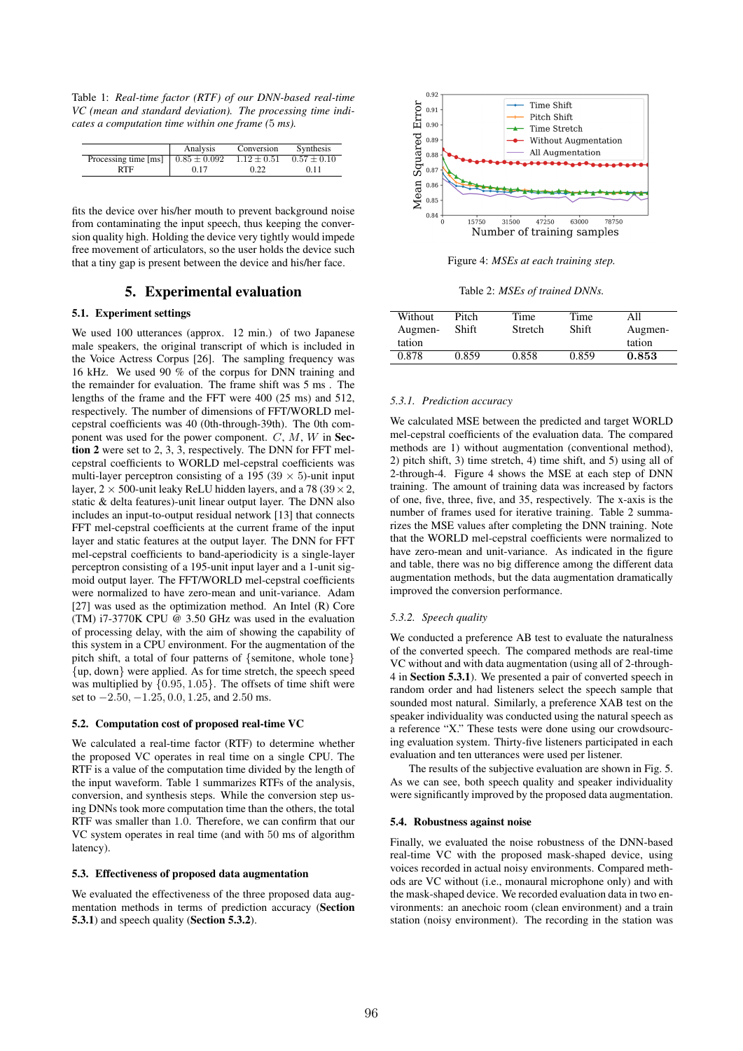Table 1: *Real-time factor (RTF) of our DNN-based real-time VC (mean and standard deviation). The processing time indicates a computation time within one frame (5 ms).*

| | Analysis | Conversion | Synthesis |
|---|---|---|---|
| Processing time [ms] | $0.85 \pm 0.092$ | $1.12 \pm 0.51$ | $0.57 \pm 0.10$ |
| RTF | 0.17 | 0.22 | 0.11 |

fits the device over his/her mouth to prevent background noise from contaminating the input speech, thus keeping the conversion quality high. Holding the device very tightly would impede free movement of articulators, so the user holds the device such that a tiny gap is present between the device and his/her face.

## 5. Experimental evaluation

### 5.1. Experiment settings

We used 100 utterances (approx. 12 min.) of two Japanese male speakers, the original transcript of which is included in the Voice Actress Corpus [26]. The sampling frequency was 16 kHz. We used 90 % of the corpus for DNN training and the remainder for evaluation. The frame shift was 5 ms . The lengths of the frame and the FFT were 400 (25 ms) and 512, respectively. The number of dimensions of FFT/WORLD mel-cepstral coefficients was 40 (0th-through-39th). The 0th component was used for the power component. $C$, $M$, $W$ in **Section 2** were set to 2, 3, 3, respectively. The DNN for FFT mel-cepstral coefficients to WORLD mel-cepstral coefficients was multi-layer perceptron consisting of a 195 ($39 \times 5$)-unit input layer, $2 \times 500$-unit leaky ReLU hidden layers, and a 78 ($39 \times 2$, static & delta features)-unit linear output layer. The DNN also includes an input-to-output residual network [13] that connects FFT mel-cepstral coefficients at the current frame of the input layer and static features at the output layer. The DNN for FFT mel-cepstral coefficients to band-aperiodicity is a single-layer perceptron consisting of a 195-unit input layer and a 1-unit sigmoid output layer. The FFT/WORLD mel-cepstral coefficients were normalized to have zero-mean and unit-variance. Adam [27] was used as the optimization method. An Intel (R) Core (TM) i7-3770K CPU @ 3.50 GHz was used in the evaluation of processing delay, with the aim of showing the capability of this system in a CPU environment. For the augmentation of the pitch shift, a total of four patterns of {semitone, whole tone} {up, down} were applied. As for time stretch, the speech speed was multiplied by $\{0.95, 1.05\}$. The offsets of time shift were set to $-2.50, -1.25, 0.0, 1.25$, and $2.50$ ms.

### 5.2. Computation cost of proposed real-time VC

We calculated a real-time factor (RTF) to determine whether the proposed VC operates in real time on a single CPU. The RTF is a value of the computation time divided by the length of the input waveform. Table 1 summarizes RTFs of the analysis, conversion, and synthesis steps. While the conversion step using DNNs took more computation time than the others, the total RTF was smaller than 1.0. Therefore, we can confirm that our VC system operates in real time (and with 50 ms of algorithm latency).

### 5.3. Effectiveness of proposed data augmentation

We evaluated the effectiveness of the three proposed data augmentation methods in terms of prediction accuracy (**Section 5.3.1**) and speech quality (**Section 5.3.2**).

Figure 4: *MSEs at each training step.*

Table 2: *MSEs of trained DNNs.*

| Without Augmentation | Pitch Shift | Time Stretch | Time Shift | All Augmentation |
|---|---|---|---|---|
| 0.878 | 0.859 | 0.858 | 0.859 | **0.853** |

#### 5.3.1. Prediction accuracy

We calculated MSE between the predicted and target WORLD mel-cepstral coefficients of the evaluation data. The compared methods are 1) without augmentation (conventional method), 2) pitch shift, 3) time stretch, 4) time shift, and 5) using all of 2-through-4. Figure 4 shows the MSE at each step of DNN training. The amount of training data was increased by factors of one, five, three, five, and 35, respectively. The x-axis is the number of frames used for iterative training. Table 2 summarizes the MSE values after completing the DNN training. Note that the WORLD mel-cepstral coefficients were normalized to have zero-mean and unit-variance. As indicated in the figure and table, there was no big difference among the different data augmentation methods, but the data augmentation dramatically improved the conversion performance.

#### 5.3.2. Speech quality

We conducted a preference AB test to evaluate the naturalness of the converted speech. The compared methods are real-time VC without and with data augmentation (using all of 2-through-4 in **Section 5.3.1**). We presented a pair of converted speech in random order and had listeners select the speech sample that sounded most natural. Similarly, a preference XAB test on the speaker individuality was conducted using the natural speech as a reference "X." These tests were done using our crowdsourcing evaluation system. Thirty-five listeners participated in each evaluation and ten utterances were used per listener.

The results of the subjective evaluation are shown in Fig. 5. As we can see, both speech quality and speaker individuality were significantly improved by the proposed data augmentation.

### 5.4. Robustness against noise

Finally, we evaluated the noise robustness of the DNN-based real-time VC with the proposed mask-shaped device, using voices recorded in actual noisy environments. Compared methods are VC without (i.e., monaural microphone only) and with the mask-shaped device. We recorded evaluation data in two environments: an anechoic room (clean environment) and a train station (noisy environment). The recording in the station was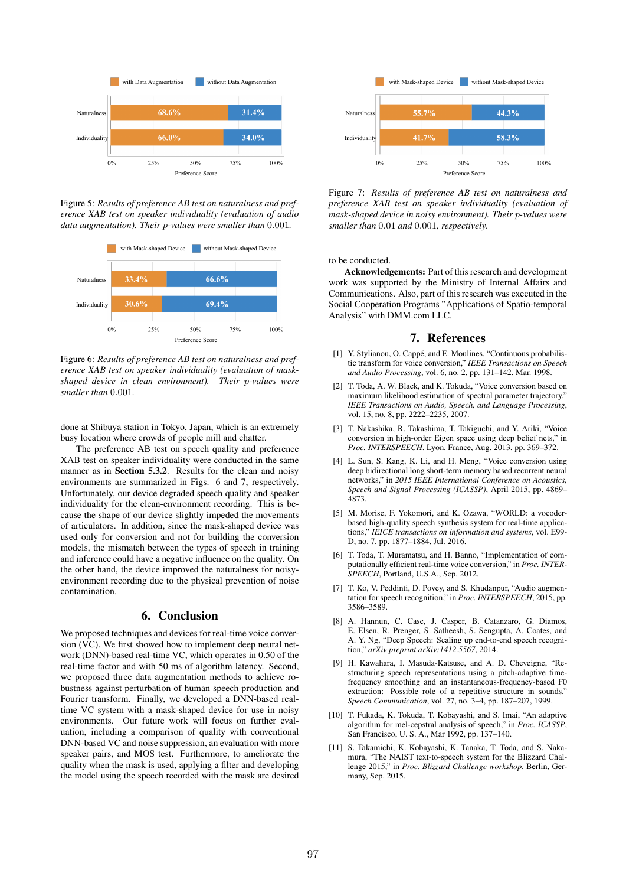with Data Augmentation | without Data Augmentation

| | with Data Augmentation | without Data Augmentation |
|---|---|---|
| Naturalness | 68.6% | 31.4% |
| Individuality | 66.0% | 34.0% |

Preference Score

Figure 5: *Results of preference AB test on naturalness and preference XAB test on speaker individuality (evaluation of audio data augmentation). Their p-values were smaller than* 0.001*.*

| | with Mask-shaped Device | without Mask-shaped Device |
|---|---|---|
| Naturalness | 33.4% | 66.6% |
| Individuality | 30.6% | 69.4% |

Preference Score

Figure 6: *Results of preference AB test on naturalness and preference XAB test on speaker individuality (evaluation of mask-shaped device in clean environment). Their p-values were smaller than* 0.001*.*

done at Shibuya station in Tokyo, Japan, which is an extremely busy location where crowds of people mill and chatter.

The preference AB test on speech quality and preference XAB test on speaker individuality were conducted in the same manner as in **Section 5.3.2**. Results for the clean and noisy environments are summarized in Figs. 6 and 7, respectively. Unfortunately, our device degraded speech quality and speaker individuality for the clean-environment recording. This is because the shape of our device slightly impeded the movements of articulators. In addition, since the mask-shaped device was used only for conversion and not for building the conversion models, the mismatch between the types of speech in training and inference could have a negative influence on the quality. On the other hand, the device improved the naturalness for noisy-environment recording due to the physical prevention of noise contamination.

## 6. Conclusion

We proposed techniques and devices for real-time voice conversion (VC). We first showed how to implement deep neural network (DNN)-based real-time VC, which operates in 0.50 of the real-time factor and with 50 ms of algorithm latency. Second, we proposed three data augmentation methods to achieve robustness against perturbation of human speech production and Fourier transform. Finally, we developed a DNN-based real-time VC system with a mask-shaped device for use in noisy environments. Our future work will focus on further evaluation, including a comparison of quality with conventional DNN-based VC and noise suppression, an evaluation with more speaker pairs, and MOS test. Furthermore, to ameliorate the quality when the mask is used, applying a filter and developing the model using the speech recorded with the mask are desired to be conducted.

| | with Mask-shaped Device | without Mask-shaped Device |
|---|---|---|
| Naturalness | 55.7% | 44.3% |
| Individuality | 41.7% | 58.3% |

Preference Score

Figure 7: *Results of preference AB test on naturalness and preference XAB test on speaker individuality (evaluation of mask-shaped device in noisy environment). Their p-values were smaller than* 0.01 *and* 0.001*, respectively.*

**Acknowledgements:** Part of this research and development work was supported by the Ministry of Internal Affairs and Communications. Also, part of this research was executed in the Social Cooperation Programs "Applications of Spatio-temporal Analysis" with DMM.com LLC.

## 7. References

[1] Y. Stylianou, O. Cappé, and E. Moulines, "Continuous probabilistic transform for voice conversion," *IEEE Transactions on Speech and Audio Processing*, vol. 6, no. 2, pp. 131–142, Mar. 1998.

[2] T. Toda, A. W. Black, and K. Tokuda, "Voice conversion based on maximum likelihood estimation of spectral parameter trajectory," *IEEE Transactions on Audio, Speech, and Language Processing*, vol. 15, no. 8, pp. 2222–2235, 2007.

[3] T. Nakashika, R. Takashima, T. Takiguchi, and Y. Ariki, "Voice conversion in high-order Eigen space using deep belief nets," in *Proc. INTERSPEECH*, Lyon, France, Aug. 2013, pp. 369–372.

[4] L. Sun, S. Kang, K. Li, and H. Meng, "Voice conversion using deep bidirectional long short-term memory based recurrent neural networks," in *2015 IEEE International Conference on Acoustics, Speech and Signal Processing (ICASSP)*, April 2015, pp. 4869–4873.

[5] M. Morise, F. Yokomori, and K. Ozawa, "WORLD: a vocoder-based high-quality speech synthesis system for real-time applications," *IEICE transactions on information and systems*, vol. E99-D, no. 7, pp. 1877–1884, Jul. 2016.

[6] T. Toda, T. Muramatsu, and H. Banno, "Implementation of computationally efficient real-time voice conversion," in *Proc. INTERSPEECH*, Portland, U.S.A., Sep. 2012.

[7] T. Ko, V. Peddinti, D. Povey, and S. Khudanpur, "Audio augmentation for speech recognition," in *Proc. INTERSPEECH*, 2015, pp. 3586–3589.

[8] A. Hannun, C. Case, J. Casper, B. Catanzaro, G. Diamos, E. Elsen, R. Prenger, S. Satheesh, S. Sengupta, A. Coates, and A. Y. Ng, "Deep Speech: Scaling up end-to-end speech recognition," *arXiv preprint arXiv:1412.5567*, 2014.

[9] H. Kawahara, I. Masuda-Katsuse, and A. D. Cheveigne, "Restructuring speech representations using a pitch-adaptive time-frequency smoothing and an instantaneous-frequency-based F0 extraction: Possible role of a repetitive structure in sounds," *Speech Communication*, vol. 27, no. 3–4, pp. 187–207, 1999.

[10] T. Fukada, K. Tokuda, T. Kobayashi, and S. Imai, "An adaptive algorithm for mel-cepstral analysis of speech," in *Proc. ICASSP*, San Francisco, U. S. A., Mar 1992, pp. 137–140.

[11] S. Takamichi, K. Kobayashi, K. Tanaka, T. Toda, and S. Nakamura, "The NAIST text-to-speech system for the Blizzard Challenge 2015," in *Proc. Blizzard Challenge workshop*, Berlin, Germany, Sep. 2015.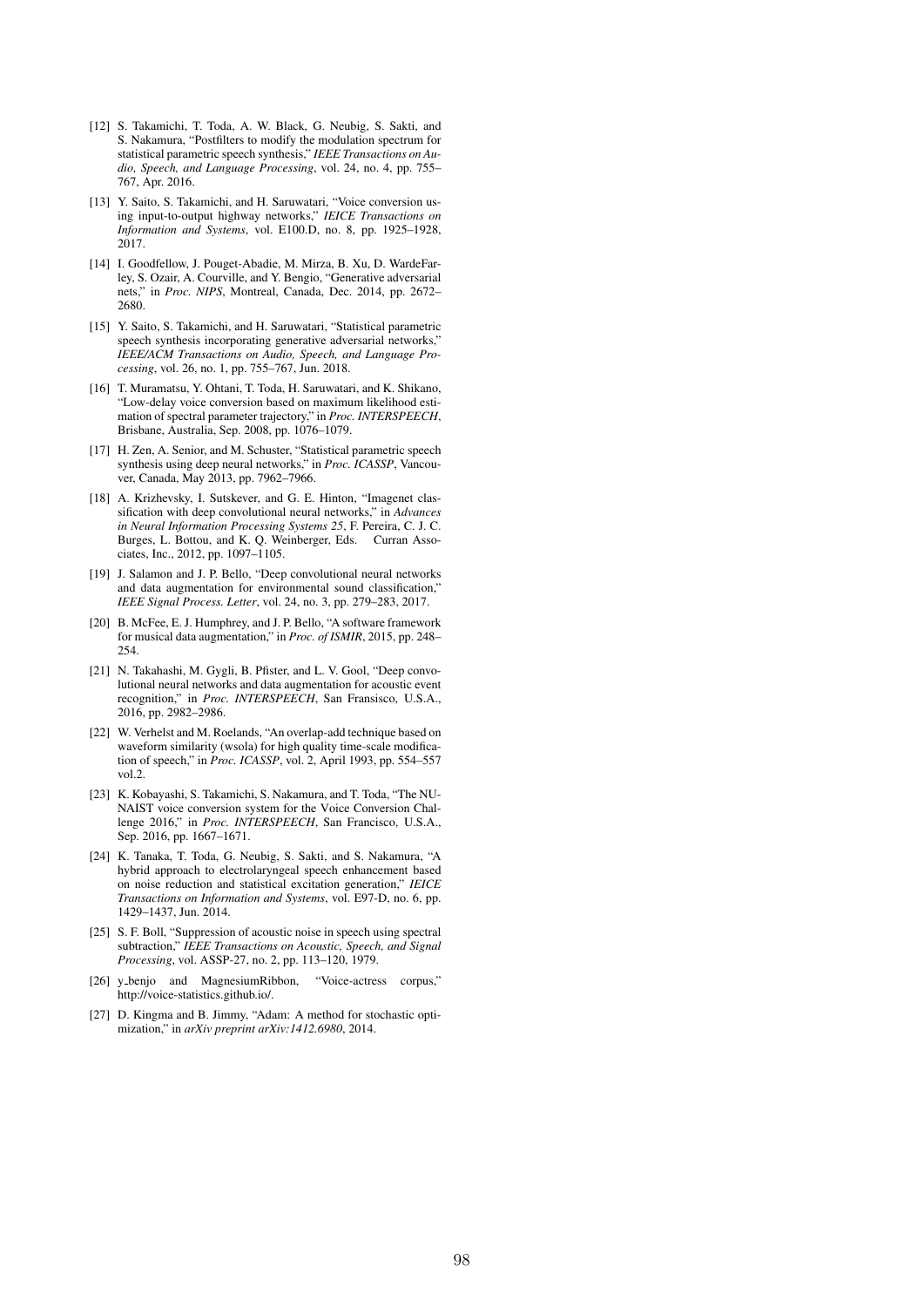[12] S. Takamichi, T. Toda, A. W. Black, G. Neubig, S. Sakti, and S. Nakamura, "Postfilters to modify the modulation spectrum for statistical parametric speech synthesis," *IEEE Transactions on Audio, Speech, and Language Processing*, vol. 24, no. 4, pp. 755–767, Apr. 2016.

[13] Y. Saito, S. Takamichi, and H. Saruwatari, "Voice conversion using input-to-output highway networks," *IEICE Transactions on Information and Systems*, vol. E100.D, no. 8, pp. 1925–1928, 2017.

[14] I. Goodfellow, J. Pouget-Abadie, M. Mirza, B. Xu, D. WardeFarley, S. Ozair, A. Courville, and Y. Bengio, "Generative adversarial nets," in *Proc. NIPS*, Montreal, Canada, Dec. 2014, pp. 2672–2680.

[15] Y. Saito, S. Takamichi, and H. Saruwatari, "Statistical parametric speech synthesis incorporating generative adversarial networks," *IEEE/ACM Transactions on Audio, Speech, and Language Processing*, vol. 26, no. 1, pp. 755–767, Jun. 2018.

[16] T. Muramatsu, Y. Ohtani, T. Toda, H. Saruwatari, and K. Shikano, "Low-delay voice conversion based on maximum likelihood estimation of spectral parameter trajectory," in *Proc. INTERSPEECH*, Brisbane, Australia, Sep. 2008, pp. 1076–1079.

[17] H. Zen, A. Senior, and M. Schuster, "Statistical parametric speech synthesis using deep neural networks," in *Proc. ICASSP*, Vancouver, Canada, May 2013, pp. 7962–7966.

[18] A. Krizhevsky, I. Sutskever, and G. E. Hinton, "Imagenet classification with deep convolutional neural networks," in *Advances in Neural Information Processing Systems 25*, F. Pereira, C. J. C. Burges, L. Bottou, and K. Q. Weinberger, Eds. Curran Associates, Inc., 2012, pp. 1097–1105.

[19] J. Salamon and J. P. Bello, "Deep convolutional neural networks and data augmentation for environmental sound classification," *IEEE Signal Process. Letter*, vol. 24, no. 3, pp. 279–283, 2017.

[20] B. McFee, E. J. Humphrey, and J. P. Bello, "A software framework for musical data augmentation," in *Proc. of ISMIR*, 2015, pp. 248–254.

[21] N. Takahashi, M. Gygli, B. Pfister, and L. V. Gool, "Deep convolutional neural networks and data augmentation for acoustic event recognition," in *Proc. INTERSPEECH*, San Fransisco, U.S.A., 2016, pp. 2982–2986.

[22] W. Verhelst and M. Roelands, "An overlap-add technique based on waveform similarity (wsola) for high quality time-scale modification of speech," in *Proc. ICASSP*, vol. 2, April 1993, pp. 554–557 vol.2.

[23] K. Kobayashi, S. Takamichi, S. Nakamura, and T. Toda, "The NU-NAIST voice conversion system for the Voice Conversion Challenge 2016," in *Proc. INTERSPEECH*, San Francisco, U.S.A., Sep. 2016, pp. 1667–1671.

[24] K. Tanaka, T. Toda, G. Neubig, S. Sakti, and S. Nakamura, "A hybrid approach to electrolaryngeal speech enhancement based on noise reduction and statistical excitation generation," *IEICE Transactions on Information and Systems*, vol. E97-D, no. 6, pp. 1429–1437, Jun. 2014.

[25] S. F. Boll, "Suppression of acoustic noise in speech using spectral subtraction," *IEEE Transactions on Acoustic, Speech, and Signal Processing*, vol. ASSP-27, no. 2, pp. 113–120, 1979.

[26] y_benjo and MagnesiumRibbon, "Voice-actress corpus," http://voice-statistics.github.io/.

[27] D. Kingma and B. Jimmy, "Adam: A method for stochastic optimization," in *arXiv preprint arXiv:1412.6980*, 2014.